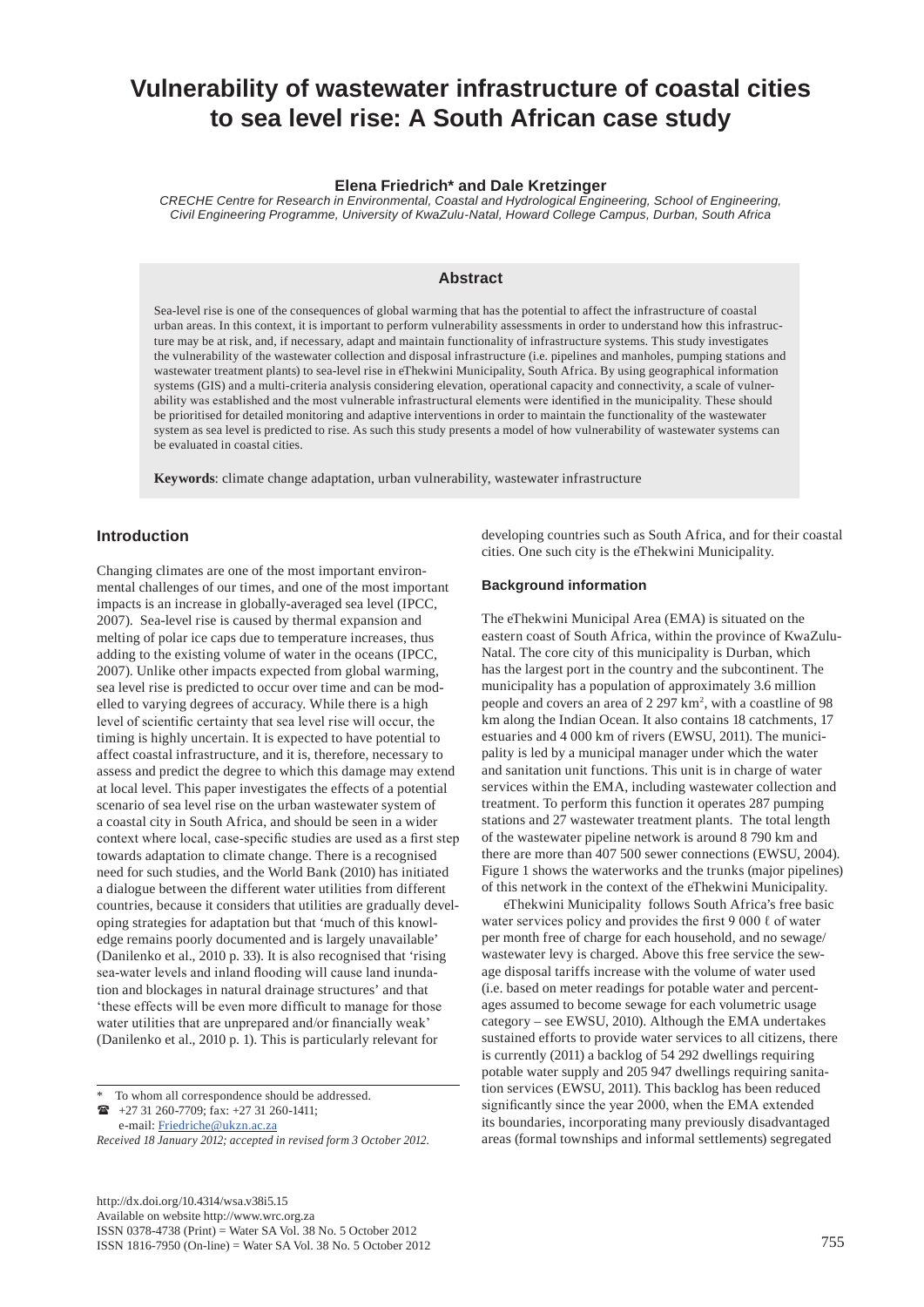# Vulnerability of wastewater infrastructure of coastal cities to sea level rise: A South African case study

**Elena Friedrich* and Dale Kretzinger**

*CRECHE Centre for Research in Environmental, Coastal and Hydrological Engineering, School of Engineering, Civil Engineering Programme, University of KwaZulu-Natal, Howard College Campus, Durban, South Africa*

## Abstract

Sea-level rise is one of the consequences of global warming that has the potential to affect the infrastructure of coastal urban areas. In this context, it is important to perform vulnerability assessments in order to understand how this infrastructure may be at risk, and, if necessary, adapt and maintain functionality of infrastructure systems. This study investigates the vulnerability of the wastewater collection and disposal infrastructure (i.e. pipelines and manholes, pumping stations and wastewater treatment plants) to sea-level rise in eThekwini Municipality, South Africa. By using geographical information systems (GIS) and a multi-criteria analysis considering elevation, operational capacity and connectivity, a scale of vulnerability was established and the most vulnerable infrastructural elements were identified in the municipality. These should be prioritised for detailed monitoring and adaptive interventions in order to maintain the functionality of the wastewater system as sea level is predicted to rise. As such this study presents a model of how vulnerability of wastewater systems can be evaluated in coastal cities.

**Keywords**: climate change adaptation, urban vulnerability, wastewater infrastructure

## Introduction

Changing climates are one of the most important environmental challenges of our times, and one of the most important impacts is an increase in globally-averaged sea level (IPCC, 2007). Sea-level rise is caused by thermal expansion and melting of polar ice caps due to temperature increases, thus adding to the existing volume of water in the oceans (IPCC, 2007). Unlike other impacts expected from global warming, sea level rise is predicted to occur over time and can be modelled to varying degrees of accuracy. While there is a high level of scientific certainty that sea level rise will occur, the timing is highly uncertain. It is expected to have potential to affect coastal infrastructure, and it is, therefore, necessary to assess and predict the degree to which this damage may extend at local level. This paper investigates the effects of a potential scenario of sea level rise on the urban wastewater system of a coastal city in South Africa, and should be seen in a wider context where local, case-specific studies are used as a first step towards adaptation to climate change. There is a recognised need for such studies, and the World Bank (2010) has initiated a dialogue between the different water utilities from different countries, because it considers that utilities are gradually developing strategies for adaptation but that 'much of this knowledge remains poorly documented and is largely unavailable' (Danilenko et al., 2010 p. 33). It is also recognised that 'rising sea-water levels and inland flooding will cause land inundation and blockages in natural drainage structures' and that 'these effects will be even more difficult to manage for those water utilities that are unprepared and/or financially weak' (Danilenko et al., 2010 p. 1). This is particularly relevant for developing countries such as South Africa, and for their coastal cities. One such city is the eThekwini Municipality.

### Background information

The eThekwini Municipal Area (EMA) is situated on the eastern coast of South Africa, within the province of KwaZulu-Natal. The core city of this municipality is Durban, which has the largest port in the country and the subcontinent. The municipality has a population of approximately 3.6 million people and covers an area of 2 297 km², with a coastline of 98 km along the Indian Ocean. It also contains 18 catchments, 17 estuaries and 4 000 km of rivers (EWSU, 2011). The municipality is led by a municipal manager under which the water and sanitation unit functions. This unit is in charge of water services within the EMA, including wastewater collection and treatment. To perform this function it operates 287 pumping stations and 27 wastewater treatment plants. The total length of the wastewater pipeline network is around 8 790 km and there are more than 407 500 sewer connections (EWSU, 2004). Figure 1 shows the waterworks and the trunks (major pipelines) of this network in the context of the eThekwini Municipality.

eThekwini Municipality follows South Africa's free basic water services policy and provides the first 9 000 ℓ of water per month free of charge for each household, and no sewage/wastewater levy is charged. Above this free service the sewage disposal tariffs increase with the volume of water used (i.e. based on meter readings for potable water and percentages assumed to become sewage for each volumetric usage category – see EWSU, 2010). Although the EMA undertakes sustained efforts to provide water services to all citizens, there is currently (2011) a backlog of 54 292 dwellings requiring potable water supply and 205 947 dwellings requiring sanitation services (EWSU, 2011). This backlog has been reduced significantly since the year 2000, when the EMA extended its boundaries, incorporating many previously disadvantaged areas (formal townships and informal settlements) segregated

---

\* To whom all correspondence should be addressed.
☎ +27 31 260-7709; fax: +27 31 260-1411;
e-mail: Friedriche@ukzn.ac.za

*Received 18 January 2012; accepted in revised form 3 October 2012.*

http://dx.doi.org/10.4314/wsa.v38i5.15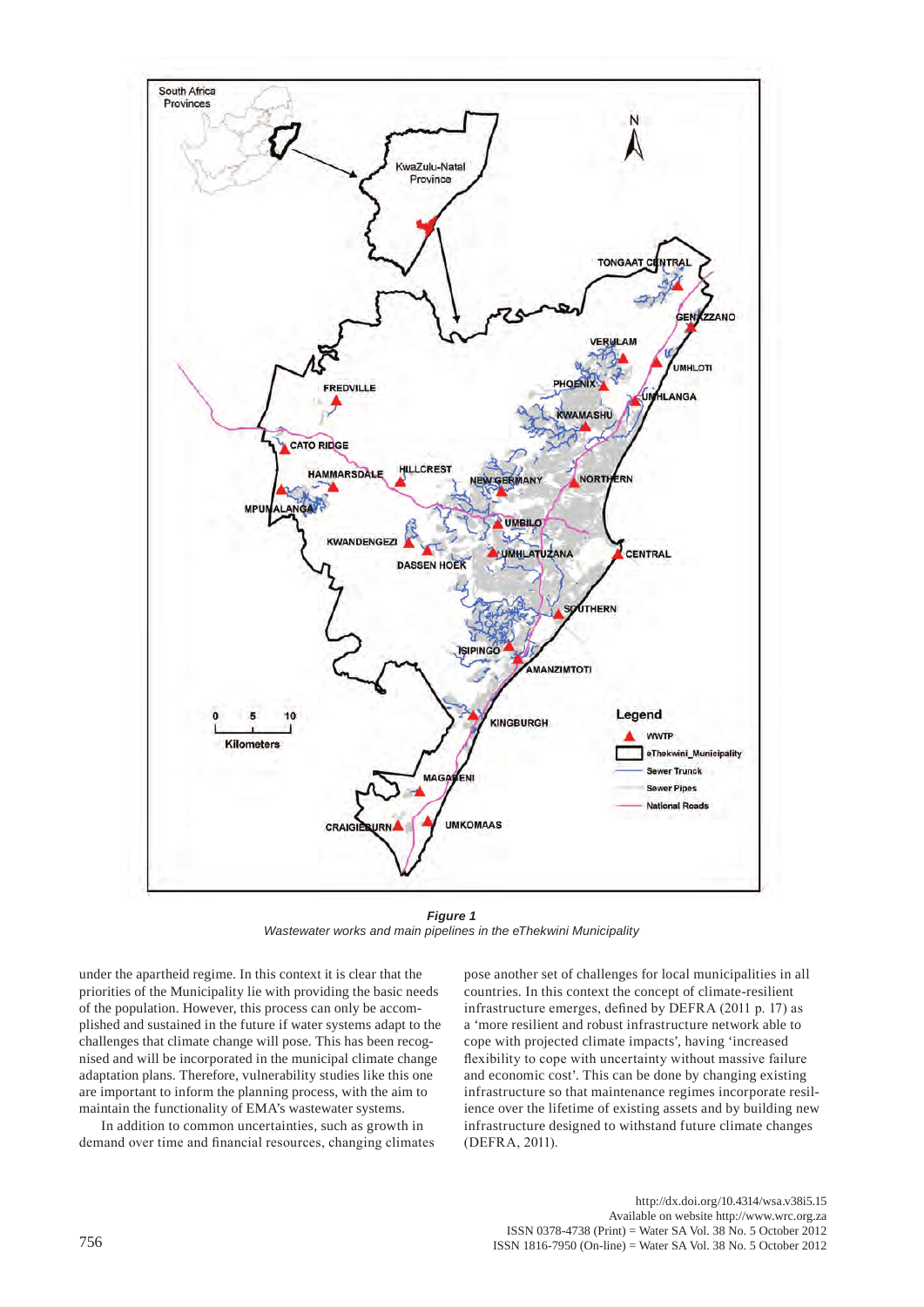**Figure 1**

*Wastewater works and main pipelines in the eThekwini Municipality*

under the apartheid regime. In this context it is clear that the priorities of the Municipality lie with providing the basic needs of the population. However, this process can only be accomplished and sustained in the future if water systems adapt to the challenges that climate change will pose. This has been recognised and will be incorporated in the municipal climate change adaptation plans. Therefore, vulnerability studies like this one are important to inform the planning process, with the aim to maintain the functionality of EMA's wastewater systems.

In addition to common uncertainties, such as growth in demand over time and financial resources, changing climates pose another set of challenges for local municipalities in all countries. In this context the concept of climate-resilient infrastructure emerges, defined by DEFRA (2011 p. 17) as a 'more resilient and robust infrastructure network able to cope with projected climate impacts', having 'increased flexibility to cope with uncertainty without massive failure and economic cost'. This can be done by changing existing infrastructure so that maintenance regimes incorporate resilience over the lifetime of existing assets and by building new infrastructure designed to withstand future climate changes (DEFRA, 2011).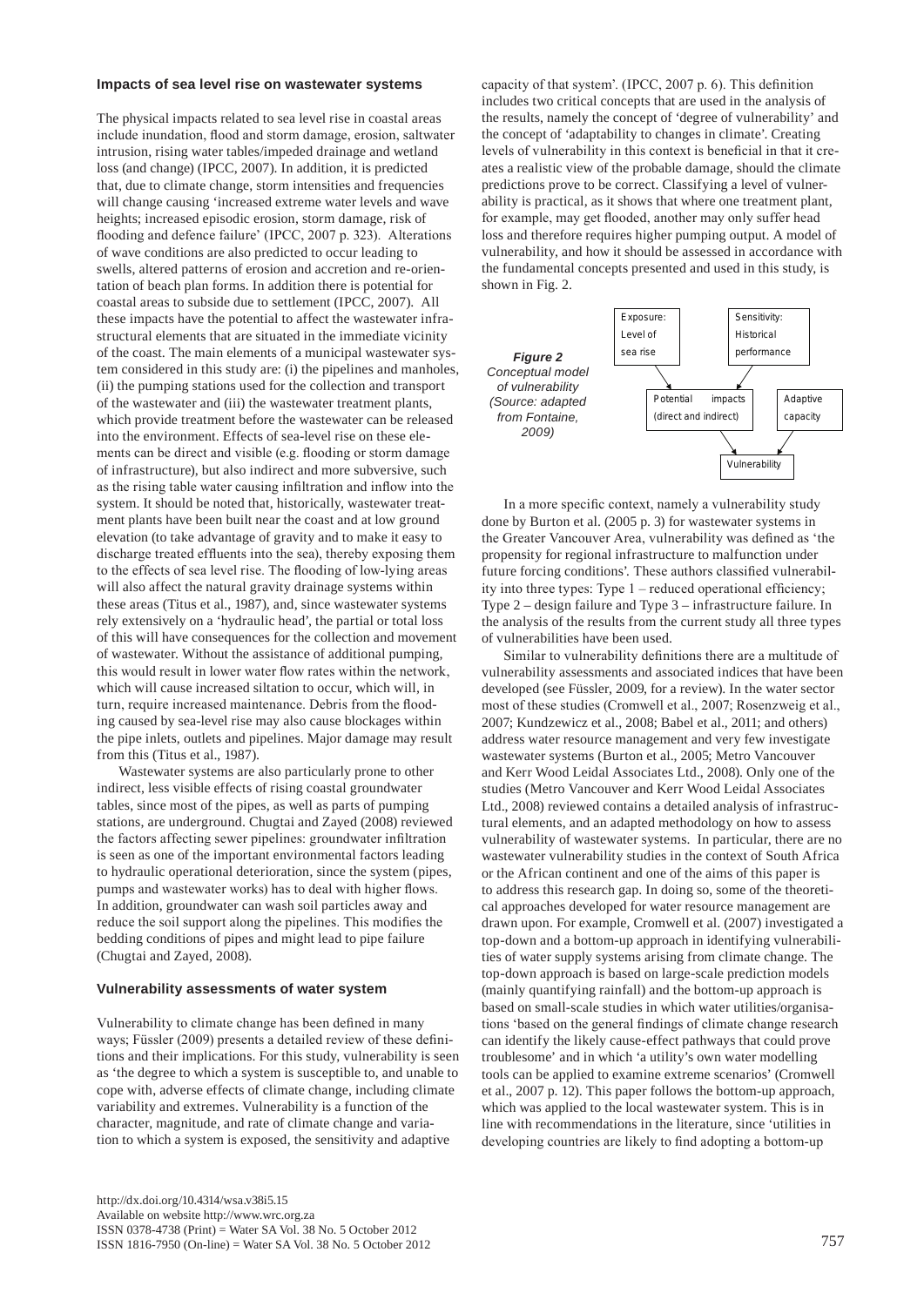### Impacts of sea level rise on wastewater systems

The physical impacts related to sea level rise in coastal areas include inundation, flood and storm damage, erosion, saltwater intrusion, rising water tables/impeded drainage and wetland loss (and change) (IPCC, 2007). In addition, it is predicted that, due to climate change, storm intensities and frequencies will change causing 'increased extreme water levels and wave heights; increased episodic erosion, storm damage, risk of flooding and defence failure' (IPCC, 2007 p. 323). Alterations of wave conditions are also predicted to occur leading to swells, altered patterns of erosion and accretion and re-orientation of beach plan forms. In addition there is potential for coastal areas to subside due to settlement (IPCC, 2007). All these impacts have the potential to affect the wastewater infrastructural elements that are situated in the immediate vicinity of the coast. The main elements of a municipal wastewater system considered in this study are: (i) the pipelines and manholes, (ii) the pumping stations used for the collection and transport of the wastewater and (iii) the wastewater treatment plants, which provide treatment before the wastewater can be released into the environment. Effects of sea-level rise on these elements can be direct and visible (e.g. flooding or storm damage of infrastructure), but also indirect and more subversive, such as the rising table water causing infiltration and inflow into the system. It should be noted that, historically, wastewater treatment plants have been built near the coast and at low ground elevation (to take advantage of gravity and to make it easy to discharge treated effluents into the sea), thereby exposing them to the effects of sea level rise. The flooding of low-lying areas will also affect the natural gravity drainage systems within these areas (Titus et al., 1987), and, since wastewater systems rely extensively on a 'hydraulic head', the partial or total loss of this will have consequences for the collection and movement of wastewater. Without the assistance of additional pumping, this would result in lower water flow rates within the network, which will cause increased siltation to occur, which will, in turn, require increased maintenance. Debris from the flooding caused by sea-level rise may also cause blockages within the pipe inlets, outlets and pipelines. Major damage may result from this (Titus et al., 1987).

Wastewater systems are also particularly prone to other indirect, less visible effects of rising coastal groundwater tables, since most of the pipes, as well as parts of pumping stations, are underground. Chugtai and Zayed (2008) reviewed the factors affecting sewer pipelines: groundwater infiltration is seen as one of the important environmental factors leading to hydraulic operational deterioration, since the system (pipes, pumps and wastewater works) has to deal with higher flows. In addition, groundwater can wash soil particles away and reduce the soil support along the pipelines. This modifies the bedding conditions of pipes and might lead to pipe failure (Chugtai and Zayed, 2008).

### Vulnerability assessments of water system

Vulnerability to climate change has been defined in many ways; Füssler (2009) presents a detailed review of these definitions and their implications. For this study, vulnerability is seen as 'the degree to which a system is susceptible to, and unable to cope with, adverse effects of climate change, including climate variability and extremes. Vulnerability is a function of the character, magnitude, and rate of climate change and variation to which a system is exposed, the sensitivity and adaptive capacity of that system'. (IPCC, 2007 p. 6). This definition includes two critical concepts that are used in the analysis of the results, namely the concept of 'degree of vulnerability' and the concept of 'adaptability to changes in climate'. Creating levels of vulnerability in this context is beneficial in that it creates a realistic view of the probable damage, should the climate predictions prove to be correct. Classifying a level of vulnerability is practical, as it shows that where one treatment plant, for example, may get flooded, another may only suffer head loss and therefore requires higher pumping output. A model of vulnerability, and how it should be assessed in accordance with the fundamental concepts presented and used in this study, is shown in Fig. 2.

Exposure: Level of sea rise → Potential impacts (direct and indirect) ← Sensitivity: Historical performance

Potential impacts (direct and indirect) → Vulnerability ← Adaptive capacity

***Figure 2*** *Conceptual model of vulnerability (Source: adapted from Fontaine, 2009)*

In a more specific context, namely a vulnerability study done by Burton et al. (2005 p. 3) for wastewater systems in the Greater Vancouver Area, vulnerability was defined as 'the propensity for regional infrastructure to malfunction under future forcing conditions'. These authors classified vulnerability into three types: Type 1 – reduced operational efficiency; Type 2 – design failure and Type 3 – infrastructure failure. In the analysis of the results from the current study all three types of vulnerabilities have been used.

Similar to vulnerability definitions there are a multitude of vulnerability assessments and associated indices that have been developed (see Füssler, 2009, for a review). In the water sector most of these studies (Cromwell et al., 2007; Rosenzweig et al., 2007; Kundzewicz et al., 2008; Babel et al., 2011; and others) address water resource management and very few investigate wastewater systems (Burton et al., 2005; Metro Vancouver and Kerr Wood Leidal Associates Ltd., 2008). Only one of the studies (Metro Vancouver and Kerr Wood Leidal Associates Ltd., 2008) reviewed contains a detailed analysis of infrastructural elements, and an adapted methodology on how to assess vulnerability of wastewater systems. In particular, there are no wastewater vulnerability studies in the context of South Africa or the African continent and one of the aims of this paper is to address this research gap. In doing so, some of the theoretical approaches developed for water resource management are drawn upon. For example, Cromwell et al. (2007) investigated a top-down and a bottom-up approach in identifying vulnerabilities of water supply systems arising from climate change. The top-down approach is based on large-scale prediction models (mainly quantifying rainfall) and the bottom-up approach is based on small-scale studies in which water utilities/organisations 'based on the general findings of climate change research can identify the likely cause-effect pathways that could prove troublesome' and in which 'a utility's own water modelling tools can be applied to examine extreme scenarios' (Cromwell et al., 2007 p. 12). This paper follows the bottom-up approach, which was applied to the local wastewater system. This is in line with recommendations in the literature, since 'utilities in developing countries are likely to find adopting a bottom-up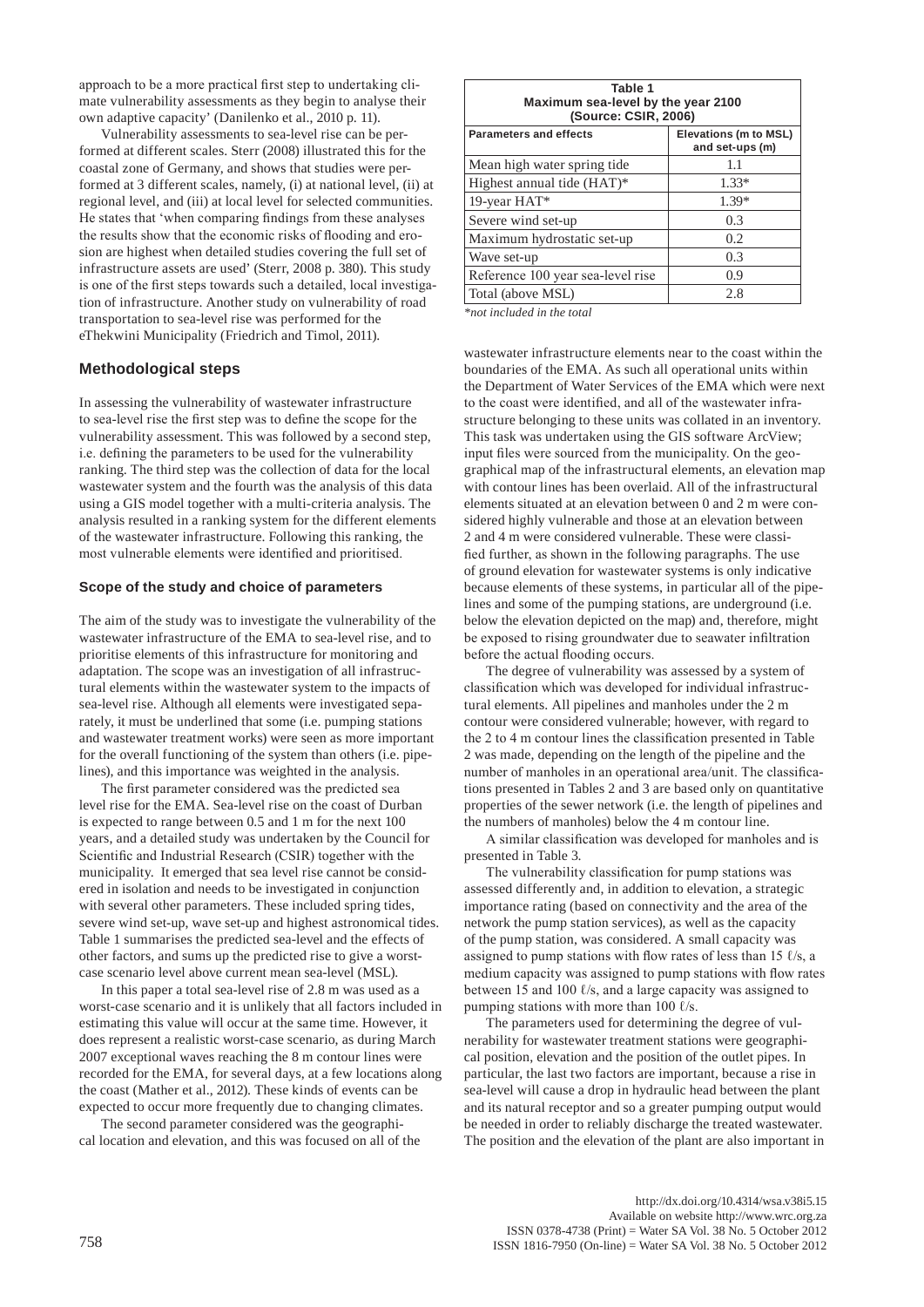approach to be a more practical first step to undertaking climate vulnerability assessments as they begin to analyse their own adaptive capacity' (Danilenko et al., 2010 p. 11).

Vulnerability assessments to sea-level rise can be performed at different scales. Sterr (2008) illustrated this for the coastal zone of Germany, and shows that studies were performed at 3 different scales, namely, (i) at national level, (ii) at regional level, and (iii) at local level for selected communities. He states that 'when comparing findings from these analyses the results show that the economic risks of flooding and erosion are highest when detailed studies covering the full set of infrastructure assets are used' (Sterr, 2008 p. 380). This study is one of the first steps towards such a detailed, local investigation of infrastructure. Another study on vulnerability of road transportation to sea-level rise was performed for the eThekwini Municipality (Friedrich and Timol, 2011).

## Methodological steps

In assessing the vulnerability of wastewater infrastructure to sea-level rise the first step was to define the scope for the vulnerability assessment. This was followed by a second step, i.e. defining the parameters to be used for the vulnerability ranking. The third step was the collection of data for the local wastewater system and the fourth was the analysis of this data using a GIS model together with a multi-criteria analysis. The analysis resulted in a ranking system for the different elements of the wastewater infrastructure. Following this ranking, the most vulnerable elements were identified and prioritised.

### Scope of the study and choice of parameters

The aim of the study was to investigate the vulnerability of the wastewater infrastructure of the EMA to sea-level rise, and to prioritise elements of this infrastructure for monitoring and adaptation. The scope was an investigation of all infrastructural elements within the wastewater system to the impacts of sea-level rise. Although all elements were investigated separately, it must be underlined that some (i.e. pumping stations and wastewater treatment works) were seen as more important for the overall functioning of the system than others (i.e. pipelines), and this importance was weighted in the analysis.

The first parameter considered was the predicted sea level rise for the EMA. Sea-level rise on the coast of Durban is expected to range between 0.5 and 1 m for the next 100 years, and a detailed study was undertaken by the Council for Scientific and Industrial Research (CSIR) together with the municipality. It emerged that sea level rise cannot be considered in isolation and needs to be investigated in conjunction with several other parameters. These included spring tides, severe wind set-up, wave set-up and highest astronomical tides. Table 1 summarises the predicted sea-level and the effects of other factors, and sums up the predicted rise to give a worst-case scenario level above current mean sea-level (MSL).

**Table 1**
**Maximum sea-level by the year 2100**
**(Source: CSIR, 2006)**

| Parameters and effects | Elevations (m to MSL) and set-ups (m) |
|---|---|
| Mean high water spring tide | 1.1 |
| Highest annual tide (HAT)* | 1.33* |
| 19-year HAT* | 1.39* |
| Severe wind set-up | 0.3 |
| Maximum hydrostatic set-up | 0.2 |
| Wave set-up | 0.3 |
| Reference 100 year sea-level rise | 0.9 |
| Total (above MSL) | 2.8 |

*\*not included in the total*

In this paper a total sea-level rise of 2.8 m was used as a worst-case scenario and it is unlikely that all factors included in estimating this value will occur at the same time. However, it does represent a realistic worst-case scenario, as during March 2007 exceptional waves reaching the 8 m contour lines were recorded for the EMA, for several days, at a few locations along the coast (Mather et al., 2012). These kinds of events can be expected to occur more frequently due to changing climates.

The second parameter considered was the geographical location and elevation, and this was focused on all of the wastewater infrastructure elements near to the coast within the boundaries of the EMA. As such all operational units within the Department of Water Services of the EMA which were next to the coast were identified, and all of the wastewater infrastructure belonging to these units was collated in an inventory. This task was undertaken using the GIS software ArcView; input files were sourced from the municipality. On the geographical map of the infrastructural elements, an elevation map with contour lines has been overlaid. All of the infrastructural elements situated at an elevation between 0 and 2 m were considered highly vulnerable and those at an elevation between 2 and 4 m were considered vulnerable. These were classified further, as shown in the following paragraphs. The use of ground elevation for wastewater systems is only indicative because elements of these systems, in particular all of the pipelines and some of the pumping stations, are underground (i.e. below the elevation depicted on the map) and, therefore, might be exposed to rising groundwater due to seawater infiltration before the actual flooding occurs.

The degree of vulnerability was assessed by a system of classification which was developed for individual infrastructural elements. All pipelines and manholes under the 2 m contour were considered vulnerable; however, with regard to the 2 to 4 m contour lines the classification presented in Table 2 was made, depending on the length of the pipeline and the number of manholes in an operational area/unit. The classifications presented in Tables 2 and 3 are based only on quantitative properties of the sewer network (i.e. the length of pipelines and the numbers of manholes) below the 4 m contour line.

A similar classification was developed for manholes and is presented in Table 3.

The vulnerability classification for pump stations was assessed differently and, in addition to elevation, a strategic importance rating (based on connectivity and the area of the network the pump station services), as well as the capacity of the pump station, was considered. A small capacity was assigned to pump stations with flow rates of less than 15 ℓ/s, a medium capacity was assigned to pump stations with flow rates between 15 and 100 ℓ/s, and a large capacity was assigned to pumping stations with more than 100 ℓ/s.

The parameters used for determining the degree of vulnerability for wastewater treatment stations were geographical position, elevation and the position of the outlet pipes. In particular, the last two factors are important, because a rise in sea-level will cause a drop in hydraulic head between the plant and its natural receptor and so a greater pumping output would be needed in order to reliably discharge the treated wastewater. The position and the elevation of the plant are also important in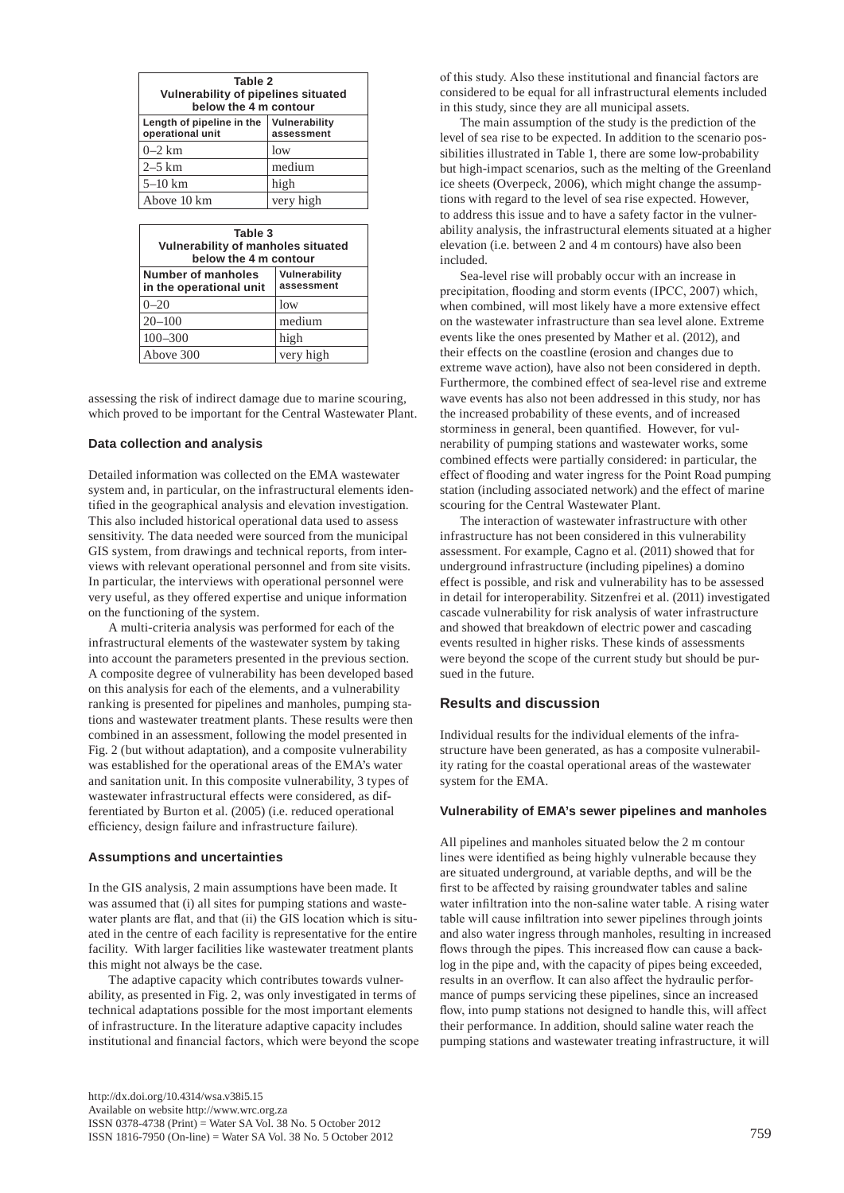**Table 2**
**Vulnerability of pipelines situated below the 4 m contour**

| Length of pipeline in the operational unit | Vulnerability assessment |
|---|---|
| 0–2 km | low |
| 2–5 km | medium |
| 5–10 km | high |
| Above 10 km | very high |

**Table 3**
**Vulnerability of manholes situated below the 4 m contour**

| Number of manholes in the operational unit | Vulnerability assessment |
|---|---|
| 0–20 | low |
| 20–100 | medium |
| 100–300 | high |
| Above 300 | very high |

assessing the risk of indirect damage due to marine scouring, which proved to be important for the Central Wastewater Plant.

### Data collection and analysis

Detailed information was collected on the EMA wastewater system and, in particular, on the infrastructural elements identified in the geographical analysis and elevation investigation. This also included historical operational data used to assess sensitivity. The data needed were sourced from the municipal GIS system, from drawings and technical reports, from interviews with relevant operational personnel and from site visits. In particular, the interviews with operational personnel were very useful, as they offered expertise and unique information on the functioning of the system.

A multi-criteria analysis was performed for each of the infrastructural elements of the wastewater system by taking into account the parameters presented in the previous section. A composite degree of vulnerability has been developed based on this analysis for each of the elements, and a vulnerability ranking is presented for pipelines and manholes, pumping stations and wastewater treatment plants. These results were then combined in an assessment, following the model presented in Fig. 2 (but without adaptation), and a composite vulnerability was established for the operational areas of the EMA's water and sanitation unit. In this composite vulnerability, 3 types of wastewater infrastructural effects were considered, as differentiated by Burton et al. (2005) (i.e. reduced operational efficiency, design failure and infrastructure failure).

### Assumptions and uncertainties

In the GIS analysis, 2 main assumptions have been made. It was assumed that (i) all sites for pumping stations and wastewater plants are flat, and that (ii) the GIS location which is situated in the centre of each facility is representative for the entire facility. With larger facilities like wastewater treatment plants this might not always be the case.

The adaptive capacity which contributes towards vulnerability, as presented in Fig. 2, was only investigated in terms of technical adaptations possible for the most important elements of infrastructure. In the literature adaptive capacity includes institutional and financial factors, which were beyond the scope of this study. Also these institutional and financial factors are considered to be equal for all infrastructural elements included in this study, since they are all municipal assets.

The main assumption of the study is the prediction of the level of sea rise to be expected. In addition to the scenario possibilities illustrated in Table 1, there are some low-probability but high-impact scenarios, such as the melting of the Greenland ice sheets (Overpeck, 2006), which might change the assumptions with regard to the level of sea rise expected. However, to address this issue and to have a safety factor in the vulnerability analysis, the infrastructural elements situated at a higher elevation (i.e. between 2 and 4 m contours) have also been included.

Sea-level rise will probably occur with an increase in precipitation, flooding and storm events (IPCC, 2007) which, when combined, will most likely have a more extensive effect on the wastewater infrastructure than sea level alone. Extreme events like the ones presented by Mather et al. (2012), and their effects on the coastline (erosion and changes due to extreme wave action), have also not been considered in depth. Furthermore, the combined effect of sea-level rise and extreme wave events has also not been addressed in this study, nor has the increased probability of these events, and of increased storminess in general, been quantified. However, for vulnerability of pumping stations and wastewater works, some combined effects were partially considered: in particular, the effect of flooding and water ingress for the Point Road pumping station (including associated network) and the effect of marine scouring for the Central Wastewater Plant.

The interaction of wastewater infrastructure with other infrastructure has not been considered in this vulnerability assessment. For example, Cagno et al. (2011) showed that for underground infrastructure (including pipelines) a domino effect is possible, and risk and vulnerability has to be assessed in detail for interoperability. Sitzenfrei et al. (2011) investigated cascade vulnerability for risk analysis of water infrastructure and showed that breakdown of electric power and cascading events resulted in higher risks. These kinds of assessments were beyond the scope of the current study but should be pursued in the future.

## Results and discussion

Individual results for the individual elements of the infrastructure have been generated, as has a composite vulnerability rating for the coastal operational areas of the wastewater system for the EMA.

### Vulnerability of EMA's sewer pipelines and manholes

All pipelines and manholes situated below the 2 m contour lines were identified as being highly vulnerable because they are situated underground, at variable depths, and will be the first to be affected by raising groundwater tables and saline water infiltration into the non-saline water table. A rising water table will cause infiltration into sewer pipelines through joints and also water ingress through manholes, resulting in increased flows through the pipes. This increased flow can cause a backlog in the pipe and, with the capacity of pipes being exceeded, results in an overflow. It can also affect the hydraulic performance of pumps servicing these pipelines, since an increased flow, into pump stations not designed to handle this, will affect their performance. In addition, should saline water reach the pumping stations and wastewater treating infrastructure, it will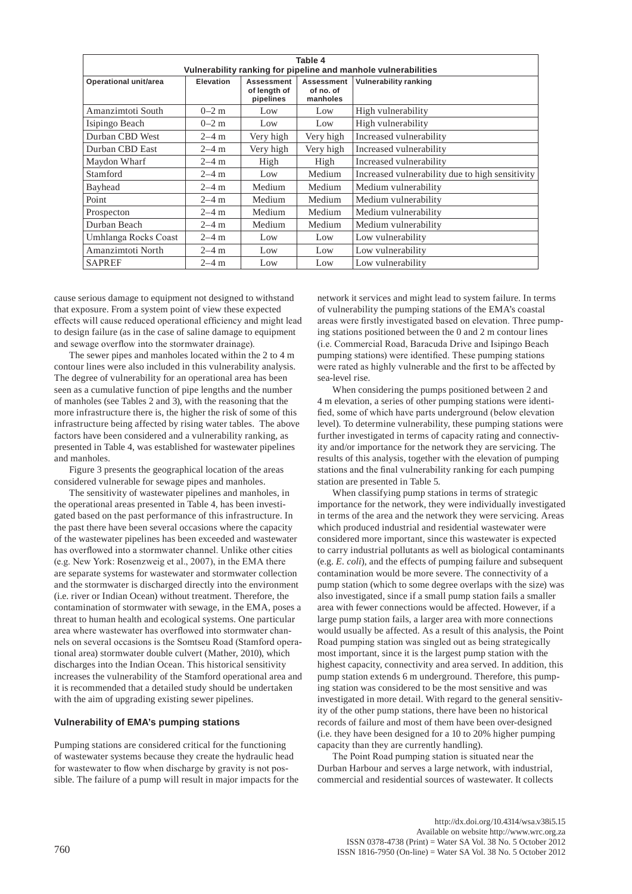**Table 4**
**Vulnerability ranking for pipeline and manhole vulnerabilities**

| Operational unit/area | Elevation | Assessment of length of pipelines | Assessment of no. of manholes | Vulnerability ranking |
|---|---|---|---|---|
| Amanzimtoti South | 0–2 m | Low | Low | High vulnerability |
| Isipingo Beach | 0–2 m | Low | Low | High vulnerability |
| Durban CBD West | 2–4 m | Very high | Very high | Increased vulnerability |
| Durban CBD East | 2–4 m | Very high | Very high | Increased vulnerability |
| Maydon Wharf | 2–4 m | High | High | Increased vulnerability |
| Stamford | 2–4 m | Low | Medium | Increased vulnerability due to high sensitivity |
| Bayhead | 2–4 m | Medium | Medium | Medium vulnerability |
| Point | 2–4 m | Medium | Medium | Medium vulnerability |
| Prospecton | 2–4 m | Medium | Medium | Medium vulnerability |
| Durban Beach | 2–4 m | Medium | Medium | Medium vulnerability |
| Umhlanga Rocks Coast | 2–4 m | Low | Low | Low vulnerability |
| Amanzimtoti North | 2–4 m | Low | Low | Low vulnerability |
| SAPREF | 2–4 m | Low | Low | Low vulnerability |

cause serious damage to equipment not designed to withstand that exposure. From a system point of view these expected effects will cause reduced operational efficiency and might lead to design failure (as in the case of saline damage to equipment and sewage overflow into the stormwater drainage).

The sewer pipes and manholes located within the 2 to 4 m contour lines were also included in this vulnerability analysis. The degree of vulnerability for an operational area has been seen as a cumulative function of pipe lengths and the number of manholes (see Tables 2 and 3), with the reasoning that the more infrastructure there is, the higher the risk of some of this infrastructure being affected by rising water tables. The above factors have been considered and a vulnerability ranking, as presented in Table 4, was established for wastewater pipelines and manholes.

Figure 3 presents the geographical location of the areas considered vulnerable for sewage pipes and manholes.

The sensitivity of wastewater pipelines and manholes, in the operational areas presented in Table 4, has been investigated based on the past performance of this infrastructure. In the past there have been several occasions where the capacity of the wastewater pipelines has been exceeded and wastewater has overflowed into a stormwater channel. Unlike other cities (e.g. New York: Rosenzweig et al., 2007), in the EMA there are separate systems for wastewater and stormwater collection and the stormwater is discharged directly into the environment (i.e. river or Indian Ocean) without treatment. Therefore, the contamination of stormwater with sewage, in the EMA, poses a threat to human health and ecological systems. One particular area where wastewater has overflowed into stormwater channels on several occasions is the Somtseu Road (Stamford operational area) stormwater double culvert (Mather, 2010), which discharges into the Indian Ocean. This historical sensitivity increases the vulnerability of the Stamford operational area and it is recommended that a detailed study should be undertaken with the aim of upgrading existing sewer pipelines.

### Vulnerability of EMA's pumping stations

Pumping stations are considered critical for the functioning of wastewater systems because they create the hydraulic head for wastewater to flow when discharge by gravity is not possible. The failure of a pump will result in major impacts for the network it services and might lead to system failure. In terms of vulnerability the pumping stations of the EMA's coastal areas were firstly investigated based on elevation. Three pumping stations positioned between the 0 and 2 m contour lines (i.e. Commercial Road, Baracuda Drive and Isipingo Beach pumping stations) were identified. These pumping stations were rated as highly vulnerable and the first to be affected by sea-level rise.

When considering the pumps positioned between 2 and 4 m elevation, a series of other pumping stations were identified, some of which have parts underground (below elevation level). To determine vulnerability, these pumping stations were further investigated in terms of capacity rating and connectivity and/or importance for the network they are servicing. The results of this analysis, together with the elevation of pumping stations and the final vulnerability ranking for each pumping station are presented in Table 5.

When classifying pump stations in terms of strategic importance for the network, they were individually investigated in terms of the area and the network they were servicing. Areas which produced industrial and residential wastewater were considered more important, since this wastewater is expected to carry industrial pollutants as well as biological contaminants (e.g. *E. coli*), and the effects of pumping failure and subsequent contamination would be more severe. The connectivity of a pump station (which to some degree overlaps with the size) was also investigated, since if a small pump station fails a smaller area with fewer connections would be affected. However, if a large pump station fails, a larger area with more connections would usually be affected. As a result of this analysis, the Point Road pumping station was singled out as being strategically most important, since it is the largest pump station with the highest capacity, connectivity and area served. In addition, this pump station extends 6 m underground. Therefore, this pumping station was considered to be the most sensitive and was investigated in more detail. With regard to the general sensitivity of the other pump stations, there have been no historical records of failure and most of them have been over-designed (i.e. they have been designed for a 10 to 20% higher pumping capacity than they are currently handling).

The Point Road pumping station is situated near the Durban Harbour and serves a large network, with industrial, commercial and residential sources of wastewater. It collects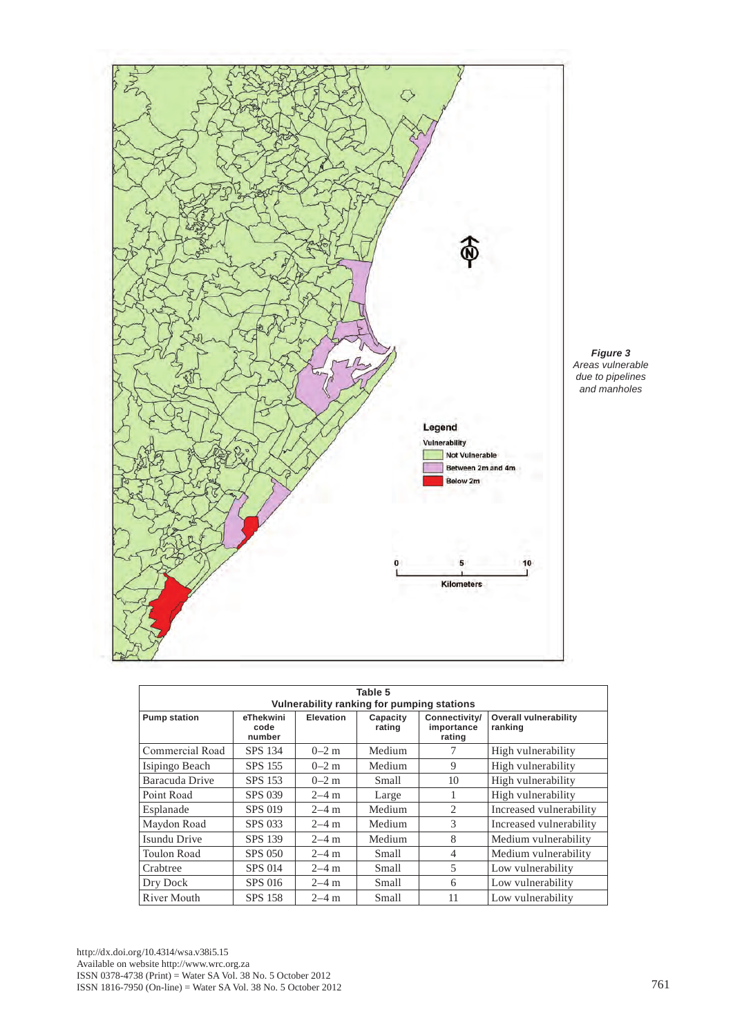*Figure 3*
*Areas vulnerable due to pipelines and manholes*

**Table 5**
**Vulnerability ranking for pumping stations**

| Pump station | eThekwini code number | Elevation | Capacity rating | Connectivity/ importance rating | Overall vulnerability ranking |
|---|---|---|---|---|---|
| Commercial Road | SPS 134 | 0–2 m | Medium | 7 | High vulnerability |
| Isipingo Beach | SPS 155 | 0–2 m | Medium | 9 | High vulnerability |
| Baracuda Drive | SPS 153 | 0–2 m | Small | 10 | High vulnerability |
| Point Road | SPS 039 | 2–4 m | Large | 1 | High vulnerability |
| Esplanade | SPS 019 | 2–4 m | Medium | 2 | Increased vulnerability |
| Maydon Road | SPS 033 | 2–4 m | Medium | 3 | Increased vulnerability |
| Isundu Drive | SPS 139 | 2–4 m | Medium | 8 | Medium vulnerability |
| Toulon Road | SPS 050 | 2–4 m | Small | 4 | Medium vulnerability |
| Crabtree | SPS 014 | 2–4 m | Small | 5 | Low vulnerability |
| Dry Dock | SPS 016 | 2–4 m | Small | 6 | Low vulnerability |
| River Mouth | SPS 158 | 2–4 m | Small | 11 | Low vulnerability |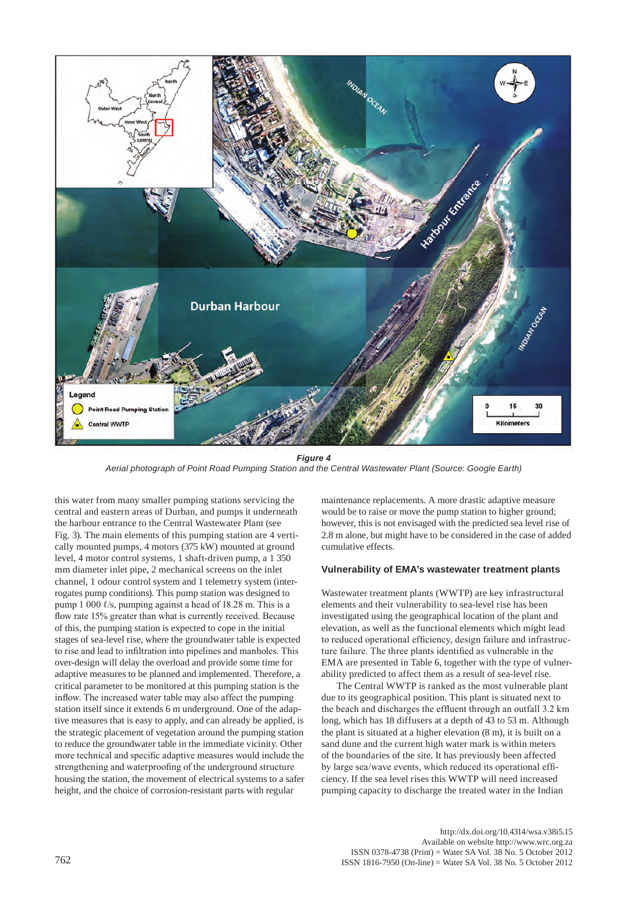**Figure 4**

*Aerial photograph of Point Road Pumping Station and the Central Wastewater Plant (Source: Google Earth)*

this water from many smaller pumping stations servicing the central and eastern areas of Durban, and pumps it underneath the harbour entrance to the Central Wastewater Plant (see Fig. 3). The main elements of this pumping station are 4 vertically mounted pumps, 4 motors (375 kW) mounted at ground level, 4 motor control systems, 1 shaft-driven pump, a 1 350 mm diameter inlet pipe, 2 mechanical screens on the inlet channel, 1 odour control system and 1 telemetry system (interrogates pump conditions). This pump station was designed to pump 1 000 ℓ/s, pumping against a head of 18.28 m. This is a flow rate 15% greater than what is currently received. Because of this, the pumping station is expected to cope in the initial stages of sea-level rise, where the groundwater table is expected to rise and lead to infiltration into pipelines and manholes. This over-design will delay the overload and provide some time for adaptive measures to be planned and implemented. Therefore, a critical parameter to be monitored at this pumping station is the inflow. The increased water table may also affect the pumping station itself since it extends 6 m underground. One of the adaptive measures that is easy to apply, and can already be applied, is the strategic placement of vegetation around the pumping station to reduce the groundwater table in the immediate vicinity. Other more technical and specific adaptive measures would include the strengthening and waterproofing of the underground structure housing the station, the movement of electrical systems to a safer height, and the choice of corrosion-resistant parts with regular maintenance replacements. A more drastic adaptive measure would be to raise or move the pump station to higher ground; however, this is not envisaged with the predicted sea level rise of 2.8 m alone, but might have to be considered in the case of added cumulative effects.

### Vulnerability of EMA's wastewater treatment plants

Wastewater treatment plants (WWTP) are key infrastructural elements and their vulnerability to sea-level rise has been investigated using the geographical location of the plant and elevation, as well as the functional elements which might lead to reduced operational efficiency, design failure and infrastructure failure. The three plants identified as vulnerable in the EMA are presented in Table 6, together with the type of vulnerability predicted to affect them as a result of sea-level rise.

The Central WWTP is ranked as the most vulnerable plant due to its geographical position. This plant is situated next to the beach and discharges the effluent through an outfall 3.2 km long, which has 18 diffusers at a depth of 43 to 53 m. Although the plant is situated at a higher elevation (8 m), it is built on a sand dune and the current high water mark is within meters of the boundaries of the site. It has previously been affected by large sea/wave events, which reduced its operational efficiency. If the sea level rises this WWTP will need increased pumping capacity to discharge the treated water in the Indian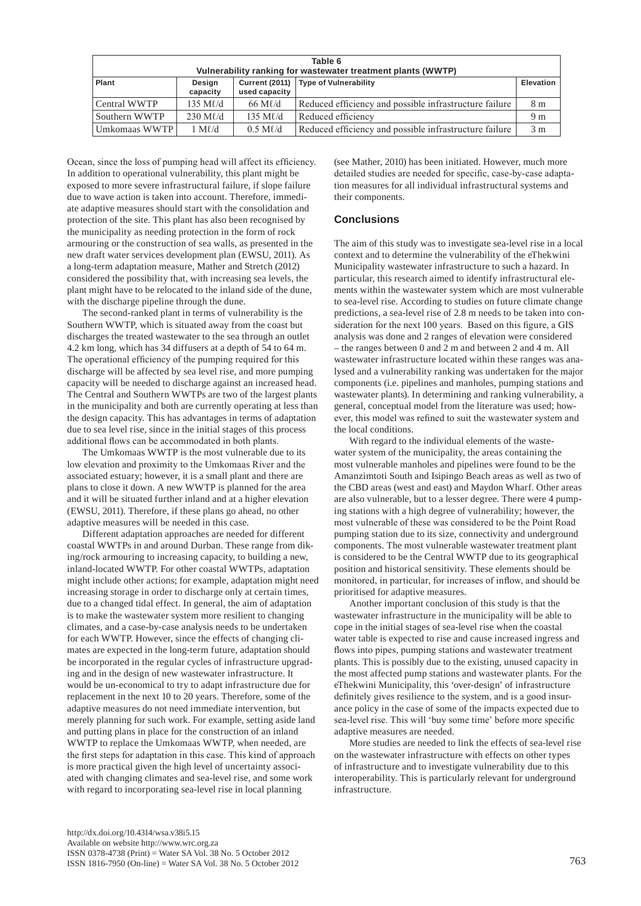**Table 6**
**Vulnerability ranking for wastewater treatment plants (WWTP)**

| Plant | Design capacity | Current (2011) used capacity | Type of Vulnerability | Elevation |
|---|---|---|---|---|
| Central WWTP | 135 Mℓ/d | 66 Mℓ/d | Reduced efficiency and possible infrastructure failure | 8 m |
| Southern WWTP | 230 Mℓ/d | 135 Mℓ/d | Reduced efficiency | 9 m |
| Umkomaas WWTP | 1 Mℓ/d | 0.5 Mℓ/d | Reduced efficiency and possible infrastructure failure | 3 m |

Ocean, since the loss of pumping head will affect its efficiency. In addition to operational vulnerability, this plant might be exposed to more severe infrastructural failure, if slope failure due to wave action is taken into account. Therefore, immediate adaptive measures should start with the consolidation and protection of the site. This plant has also been recognised by the municipality as needing protection in the form of rock armouring or the construction of sea walls, as presented in the new draft water services development plan (EWSU, 2011). As a long-term adaptation measure, Mather and Stretch (2012) considered the possibility that, with increasing sea levels, the plant might have to be relocated to the inland side of the dune, with the discharge pipeline through the dune.

The second-ranked plant in terms of vulnerability is the Southern WWTP, which is situated away from the coast but discharges the treated wastewater to the sea through an outlet 4.2 km long, which has 34 diffusers at a depth of 54 to 64 m. The operational efficiency of the pumping required for this discharge will be affected by sea level rise, and more pumping capacity will be needed to discharge against an increased head. The Central and Southern WWTPs are two of the largest plants in the municipality and both are currently operating at less than the design capacity. This has advantages in terms of adaptation due to sea level rise, since in the initial stages of this process additional flows can be accommodated in both plants.

The Umkomaas WWTP is the most vulnerable due to its low elevation and proximity to the Umkomaas River and the associated estuary; however, it is a small plant and there are plans to close it down. A new WWTP is planned for the area and it will be situated further inland and at a higher elevation (EWSU, 2011). Therefore, if these plans go ahead, no other adaptive measures will be needed in this case.

Different adaptation approaches are needed for different coastal WWTPs in and around Durban. These range from diking/rock armouring to increasing capacity, to building a new, inland-located WWTP. For other coastal WWTPs, adaptation might include other actions; for example, adaptation might need increasing storage in order to discharge only at certain times, due to a changed tidal effect. In general, the aim of adaptation is to make the wastewater system more resilient to changing climates, and a case-by-case analysis needs to be undertaken for each WWTP. However, since the effects of changing climates are expected in the long-term future, adaptation should be incorporated in the regular cycles of infrastructure upgrading and in the design of new wastewater infrastructure. It would be un-economical to try to adapt infrastructure due for replacement in the next 10 to 20 years. Therefore, some of the adaptive measures do not need immediate intervention, but merely planning for such work. For example, setting aside land and putting plans in place for the construction of an inland WWTP to replace the Umkomaas WWTP, when needed, are the first steps for adaptation in this case. This kind of approach is more practical given the high level of uncertainty associated with changing climates and sea-level rise, and some work with regard to incorporating sea-level rise in local planning (see Mather, 2010) has been initiated. However, much more detailed studies are needed for specific, case-by-case adaptation measures for all individual infrastructural systems and their components.

## Conclusions

The aim of this study was to investigate sea-level rise in a local context and to determine the vulnerability of the eThekwini Municipality wastewater infrastructure to such a hazard. In particular, this research aimed to identify infrastructural elements within the wastewater system which are most vulnerable to sea-level rise. According to studies on future climate change predictions, a sea-level rise of 2.8 m needs to be taken into consideration for the next 100 years. Based on this figure, a GIS analysis was done and 2 ranges of elevation were considered – the ranges between 0 and 2 m and between 2 and 4 m. All wastewater infrastructure located within these ranges was analysed and a vulnerability ranking was undertaken for the major components (i.e. pipelines and manholes, pumping stations and wastewater plants). In determining and ranking vulnerability, a general, conceptual model from the literature was used; however, this model was refined to suit the wastewater system and the local conditions.

With regard to the individual elements of the wastewater system of the municipality, the areas containing the most vulnerable manholes and pipelines were found to be the Amanzimtoti South and Isipingo Beach areas as well as two of the CBD areas (west and east) and Maydon Wharf. Other areas are also vulnerable, but to a lesser degree. There were 4 pumping stations with a high degree of vulnerability; however, the most vulnerable of these was considered to be the Point Road pumping station due to its size, connectivity and underground components. The most vulnerable wastewater treatment plant is considered to be the Central WWTP due to its geographical position and historical sensitivity. These elements should be monitored, in particular, for increases of inflow, and should be prioritised for adaptive measures.

Another important conclusion of this study is that the wastewater infrastructure in the municipality will be able to cope in the initial stages of sea-level rise when the coastal water table is expected to rise and cause increased ingress and flows into pipes, pumping stations and wastewater treatment plants. This is possibly due to the existing, unused capacity in the most affected pump stations and wastewater plants. For the eThekwini Municipality, this 'over-design' of infrastructure definitely gives resilience to the system, and is a good insurance policy in the case of some of the impacts expected due to sea-level rise. This will 'buy some time' before more specific adaptive measures are needed.

More studies are needed to link the effects of sea-level rise on the wastewater infrastructure with effects on other types of infrastructure and to investigate vulnerability due to this interoperability. This is particularly relevant for underground infrastructure.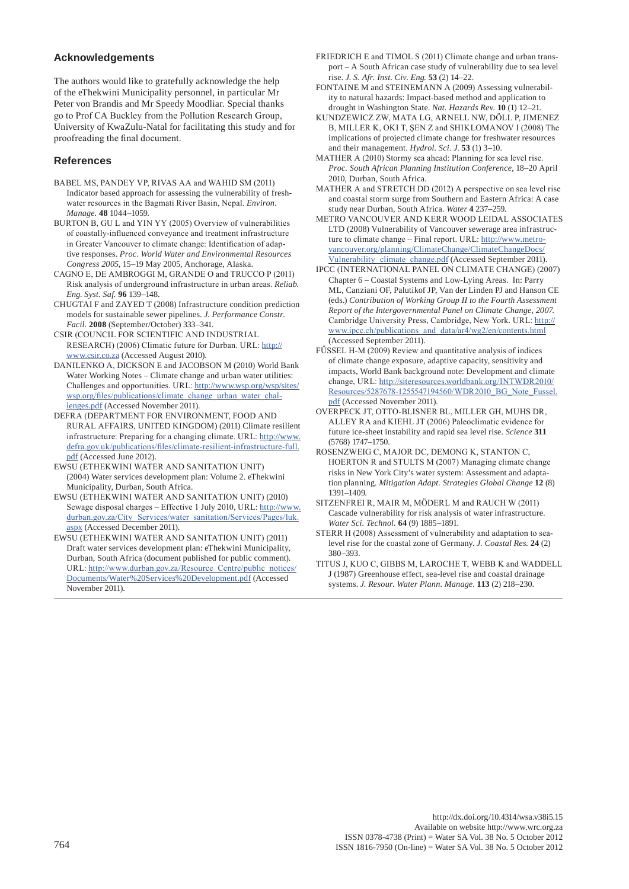## Acknowledgements

The authors would like to gratefully acknowledge the help of the eThekwini Municipality personnel, in particular Mr Peter von Brandis and Mr Speedy Moodliar. Special thanks go to Prof CA Buckley from the Pollution Research Group, University of KwaZulu-Natal for facilitating this study and for proofreading the final document.

## References

BABEL MS, PANDEY VP, RIVAS AA and WAHID SM (2011) Indicator based approach for assessing the vulnerability of freshwater resources in the Bagmati River Basin, Nepal. *Environ. Manage.* **48** 1044–1059.

BURTON B, GU L and YIN YY (2005) Overview of vulnerabilities of coastally-influenced conveyance and treatment infrastructure in Greater Vancouver to climate change: Identification of adaptive responses. *Proc. World Water and Environmental Resources Congress 2005*, 15–19 May 2005, Anchorage, Alaska.

CAGNO E, DE AMBROGGI M, GRANDE O and TRUCCO P (2011) Risk analysis of underground infrastructure in urban areas. *Reliab. Eng. Syst. Saf.* **96** 139–148.

CHUGTAI F and ZAYED T (2008) Infrastructure condition prediction models for sustainable sewer pipelines. *J. Performance Constr. Facil.* **2008** (September/October) 333–341.

CSIR (COUNCIL FOR SCIENTIFIC AND INDUSTRIAL RESEARCH) (2006) Climatic future for Durban. URL: http://www.csir.co.za (Accessed August 2010).

DANILENKO A, DICKSON E and JACOBSON M (2010) World Bank Water Working Notes – Climate change and urban water utilities: Challenges and opportunities. URL: http://www.wsp.org/wsp/sites/wsp.org/files/publications/climate_change_urban_water_challenges.pdf (Accessed November 2011).

DEFRA (DEPARTMENT FOR ENVIRONMENT, FOOD AND RURAL AFFAIRS, UNITED KINGDOM) (2011) Climate resilient infrastructure: Preparing for a changing climate. URL: http://www.defra.gov.uk/publications/files/climate-resilient-infrastructure-full.pdf (Accessed June 2012).

EWSU (ETHEKWINI WATER AND SANITATION UNIT) (2004) Water services development plan: Volume 2. eThekwini Municipality, Durban, South Africa.

EWSU (ETHEKWINI WATER AND SANITATION UNIT) (2010) Sewage disposal charges – Effective 1 July 2010, URL: http://www.durban.gov.za/City_Services/water_sanitation/Services/Pages/luk.aspx (Accessed December 2011).

EWSU (ETHEKWINI WATER AND SANITATION UNIT) (2011) Draft water services development plan: eThekwini Municipality, Durban, South Africa (document published for public comment). URL: http://www.durban.gov.za/Resource_Centre/public_notices/Documents/Water%20Services%20Development.pdf (Accessed November 2011).

FRIEDRICH E and TIMOL S (2011) Climate change and urban transport – A South African case study of vulnerability due to sea level rise. *J. S. Afr. Inst. Civ. Eng.* **53** (2) 14–22.

FONTAINE M and STEINEMANN A (2009) Assessing vulnerability to natural hazards: Impact-based method and application to drought in Washington State. *Nat. Hazards Rev.* **10** (1) 12–21.

KUNDZEWICZ ZW, MATA LG, ARNELL NW, DÖLL P, JIMENEZ B, MILLER K, OKI T, ŞEN Z and SHIKLOMANOV I (2008) The implications of projected climate change for freshwater resources and their management. *Hydrol. Sci. J.* **53** (1) 3–10.

MATHER A (2010) Stormy sea ahead: Planning for sea level rise. *Proc. South African Planning Institution Conference*, 18–20 April 2010, Durban, South Africa.

MATHER A and STRETCH DD (2012) A perspective on sea level rise and coastal storm surge from Southern and Eastern Africa: A case study near Durban, South Africa. *Water* **4** 237–259.

METRO VANCOUVER AND KERR WOOD LEIDAL ASSOCIATES LTD (2008) Vulnerability of Vancouver sewerage area infrastructure to climate change – Final report. URL: http://www.metrovancouver.org/planning/ClimateChange/ClimateChangeDocs/Vulnerability_climate_change.pdf (Accessed September 2011).

IPCC (INTERNATIONAL PANEL ON CLIMATE CHANGE) (2007) Chapter 6 – Coastal Systems and Low-Lying Areas. In: Parry ML, Canziani OF, Palutikof JP, Van der Linden PJ and Hanson CE (eds.) *Contribution of Working Group II to the Fourth Assessment Report of the Intergovernmental Panel on Climate Change, 2007.* Cambridge University Press, Cambridge, New York. URL: http://www.ipcc.ch/publications_and_data/ar4/wg2/en/contents.html (Accessed September 2011).

FÜSSEL H-M (2009) Review and quantitative analysis of indices of climate change exposure, adaptive capacity, sensitivity and impacts, World Bank background note: Development and climate change, URL: http://siteresources.worldbank.org/INTWDR2010/Resources/5287678-1255547194560/WDR2010_BG_Note_Fussel.pdf (Accessed November 2011).

OVERPECK JT, OTTO-BLISNER BL, MILLER GH, MUHS DR, ALLEY RA and KIEHL JT (2006) Paleoclimatic evidence for future ice-sheet instability and rapid sea level rise. *Science* **311** (5768) 1747–1750.

ROSENZWEIG C, MAJOR DC, DEMONG K, STANTON C, HOERTON R and STULTS M (2007) Managing climate change risks in New York City's water system: Assessment and adaptation planning. *Mitigation Adapt. Strategies Global Change* **12** (8) 1391–1409.

SITZENFREI R, MAIR M, MÖDERL M and RAUCH W (2011) Cascade vulnerability for risk analysis of water infrastructure. *Water Sci. Technol.* **64** (9) 1885–1891.

STERR H (2008) Assessment of vulnerability and adaptation to sea-level rise for the coastal zone of Germany. *J. Coastal Res.* **24** (2) 380–393.

TITUS J, KUO C, GIBBS M, LAROCHE T, WEBB K and WADDELL J (1987) Greenhouse effect, sea-level rise and coastal drainage systems. *J. Resour. Water Plann. Manage.* **113** (2) 218–230.